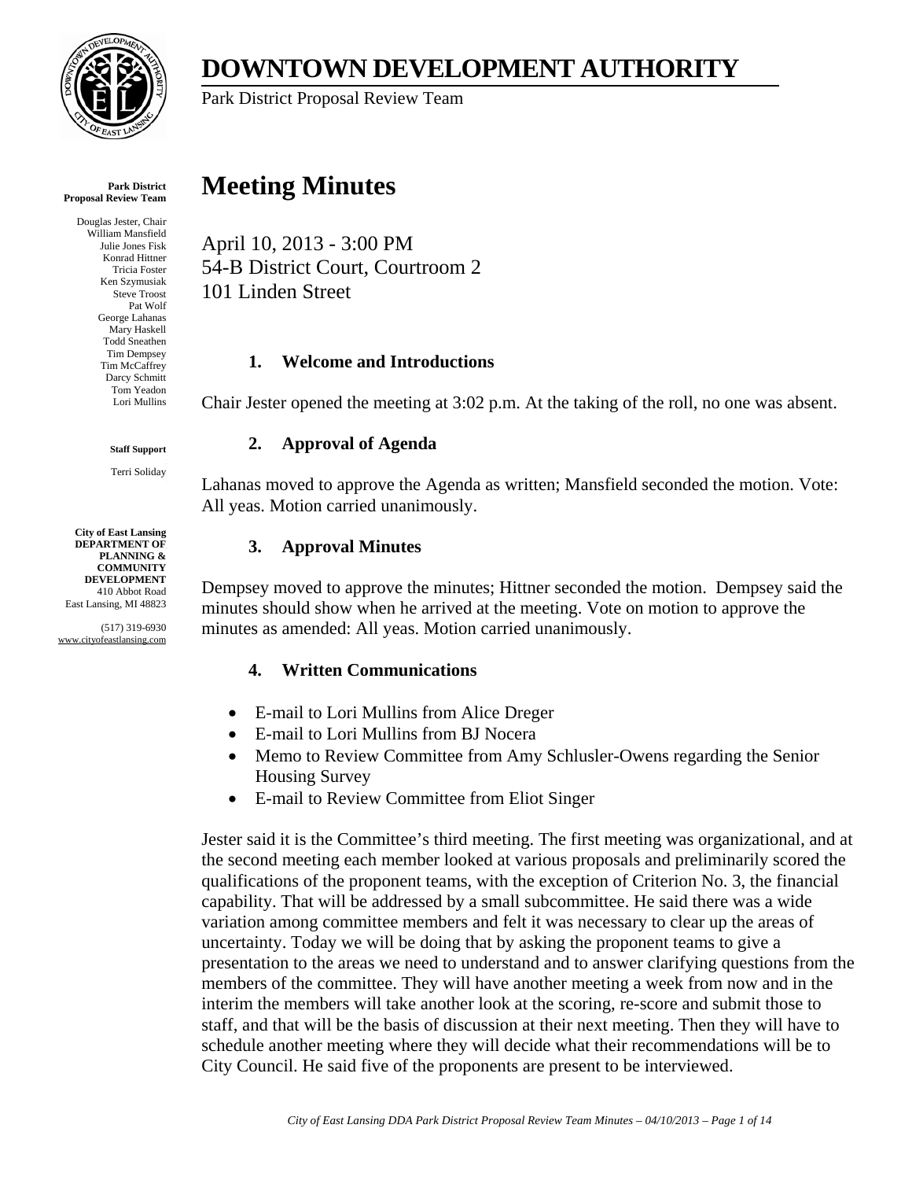# DOWNTOWN DEVELOPMENT AUTHORITY

Park District Proposal Review Team

**Park District Proposal Review Team**

Douglas Jester, Chair
William Mansfield
Julie Jones Fisk
Konrad Hittner
Tricia Foster
Ken Szymusiak
Steve Troost
Pat Wolf
George Lahanas
Mary Haskell
Todd Sneathen
Tim Dempsey
Tim McCaffrey
Darcy Schmitt
Tom Yeadon
Lori Mullins

**Staff Support**

Terri Soliday

**City of East Lansing DEPARTMENT OF PLANNING & COMMUNITY DEVELOPMENT**
410 Abbot Road
East Lansing, MI 48823

(517) 319-6930
www.cityofeastlansing.com

# Meeting Minutes

April 10, 2013 - 3:00 PM
54-B District Court, Courtroom 2
101 Linden Street

### 1. Welcome and Introductions

Chair Jester opened the meeting at 3:02 p.m. At the taking of the roll, no one was absent.

### 2. Approval of Agenda

Lahanas moved to approve the Agenda as written; Mansfield seconded the motion. Vote: All yeas. Motion carried unanimously.

### 3. Approval Minutes

Dempsey moved to approve the minutes; Hittner seconded the motion. Dempsey said the minutes should show when he arrived at the meeting. Vote on motion to approve the minutes as amended: All yeas. Motion carried unanimously.

### 4. Written Communications

- E-mail to Lori Mullins from Alice Dreger
- E-mail to Lori Mullins from BJ Nocera
- Memo to Review Committee from Amy Schlusler-Owens regarding the Senior Housing Survey
- E-mail to Review Committee from Eliot Singer

Jester said it is the Committee's third meeting. The first meeting was organizational, and at the second meeting each member looked at various proposals and preliminarily scored the qualifications of the proponent teams, with the exception of Criterion No. 3, the financial capability. That will be addressed by a small subcommittee. He said there was a wide variation among committee members and felt it was necessary to clear up the areas of uncertainty. Today we will be doing that by asking the proponent teams to give a presentation to the areas we need to understand and to answer clarifying questions from the members of the committee. They will have another meeting a week from now and in the interim the members will take another look at the scoring, re-score and submit those to staff, and that will be the basis of discussion at their next meeting. Then they will have to schedule another meeting where they will decide what their recommendations will be to City Council. He said five of the proponents are present to be interviewed.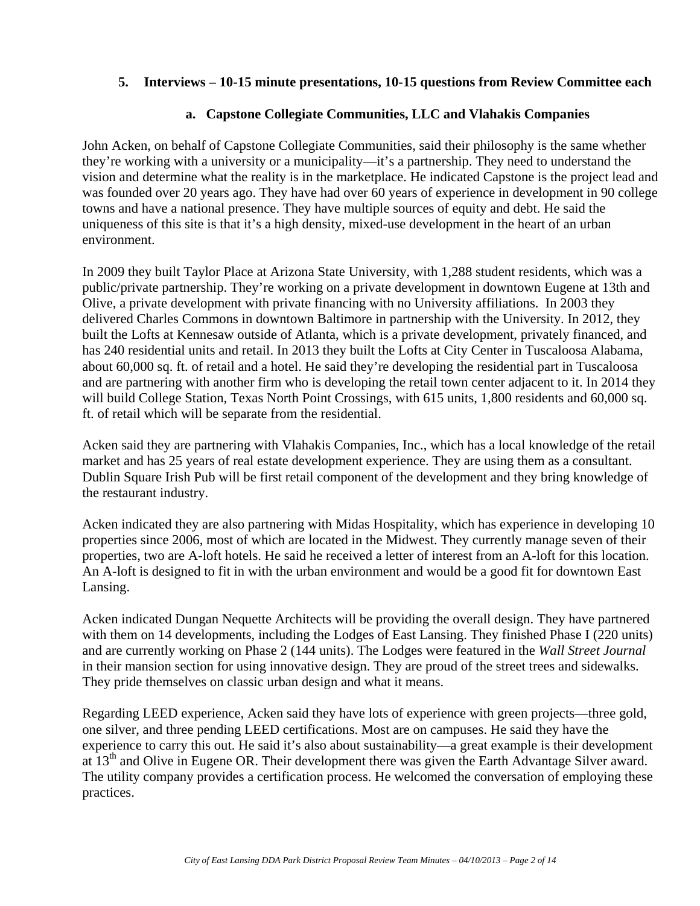## 5. Interviews – 10-15 minute presentations, 10-15 questions from Review Committee each

### a. Capstone Collegiate Communities, LLC and Vlahakis Companies

John Acken, on behalf of Capstone Collegiate Communities, said their philosophy is the same whether they're working with a university or a municipality—it's a partnership. They need to understand the vision and determine what the reality is in the marketplace. He indicated Capstone is the project lead and was founded over 20 years ago. They have had over 60 years of experience in development in 90 college towns and have a national presence. They have multiple sources of equity and debt. He said the uniqueness of this site is that it's a high density, mixed-use development in the heart of an urban environment.

In 2009 they built Taylor Place at Arizona State University, with 1,288 student residents, which was a public/private partnership. They're working on a private development in downtown Eugene at 13th and Olive, a private development with private financing with no University affiliations. In 2003 they delivered Charles Commons in downtown Baltimore in partnership with the University. In 2012, they built the Lofts at Kennesaw outside of Atlanta, which is a private development, privately financed, and has 240 residential units and retail. In 2013 they built the Lofts at City Center in Tuscaloosa Alabama, about 60,000 sq. ft. of retail and a hotel. He said they're developing the residential part in Tuscaloosa and are partnering with another firm who is developing the retail town center adjacent to it. In 2014 they will build College Station, Texas North Point Crossings, with 615 units, 1,800 residents and 60,000 sq. ft. of retail which will be separate from the residential.

Acken said they are partnering with Vlahakis Companies, Inc., which has a local knowledge of the retail market and has 25 years of real estate development experience. They are using them as a consultant. Dublin Square Irish Pub will be first retail component of the development and they bring knowledge of the restaurant industry.

Acken indicated they are also partnering with Midas Hospitality, which has experience in developing 10 properties since 2006, most of which are located in the Midwest. They currently manage seven of their properties, two are A-loft hotels. He said he received a letter of interest from an A-loft for this location. An A-loft is designed to fit in with the urban environment and would be a good fit for downtown East Lansing.

Acken indicated Dungan Nequette Architects will be providing the overall design. They have partnered with them on 14 developments, including the Lodges of East Lansing. They finished Phase I (220 units) and are currently working on Phase 2 (144 units). The Lodges were featured in the *Wall Street Journal* in their mansion section for using innovative design. They are proud of the street trees and sidewalks. They pride themselves on classic urban design and what it means.

Regarding LEED experience, Acken said they have lots of experience with green projects—three gold, one silver, and three pending LEED certifications. Most are on campuses. He said they have the experience to carry this out. He said it's also about sustainability—a great example is their development at 13th and Olive in Eugene OR. Their development there was given the Earth Advantage Silver award. The utility company provides a certification process. He welcomed the conversation of employing these practices.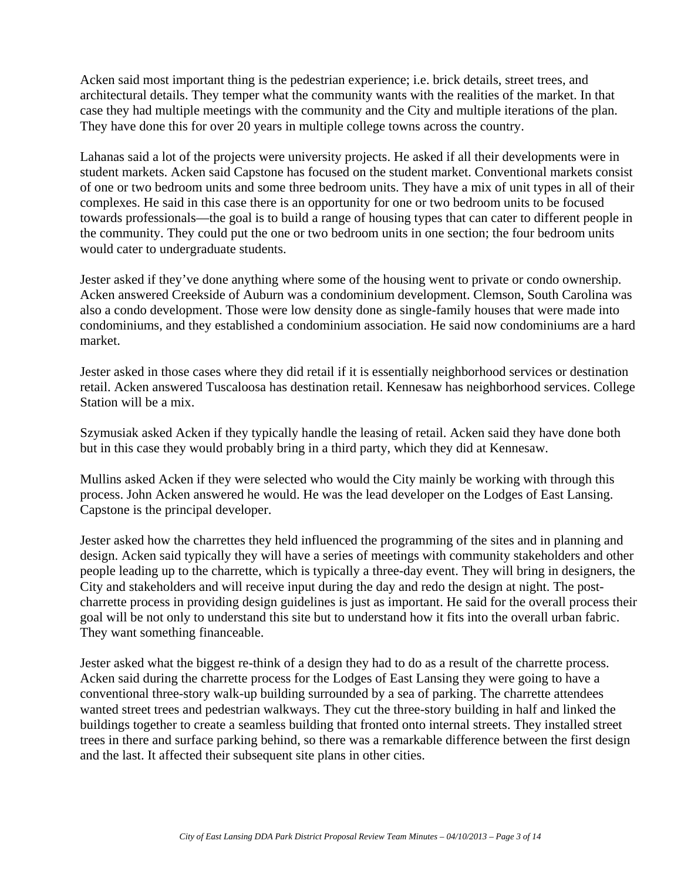Acken said most important thing is the pedestrian experience; i.e. brick details, street trees, and architectural details. They temper what the community wants with the realities of the market. In that case they had multiple meetings with the community and the City and multiple iterations of the plan. They have done this for over 20 years in multiple college towns across the country.

Lahanas said a lot of the projects were university projects. He asked if all their developments were in student markets. Acken said Capstone has focused on the student market. Conventional markets consist of one or two bedroom units and some three bedroom units. They have a mix of unit types in all of their complexes. He said in this case there is an opportunity for one or two bedroom units to be focused towards professionals—the goal is to build a range of housing types that can cater to different people in the community. They could put the one or two bedroom units in one section; the four bedroom units would cater to undergraduate students.

Jester asked if they've done anything where some of the housing went to private or condo ownership. Acken answered Creekside of Auburn was a condominium development. Clemson, South Carolina was also a condo development. Those were low density done as single-family houses that were made into condominiums, and they established a condominium association. He said now condominiums are a hard market.

Jester asked in those cases where they did retail if it is essentially neighborhood services or destination retail. Acken answered Tuscaloosa has destination retail. Kennesaw has neighborhood services. College Station will be a mix.

Szymusiak asked Acken if they typically handle the leasing of retail. Acken said they have done both but in this case they would probably bring in a third party, which they did at Kennesaw.

Mullins asked Acken if they were selected who would the City mainly be working with through this process. John Acken answered he would. He was the lead developer on the Lodges of East Lansing. Capstone is the principal developer.

Jester asked how the charrettes they held influenced the programming of the sites and in planning and design. Acken said typically they will have a series of meetings with community stakeholders and other people leading up to the charrette, which is typically a three-day event. They will bring in designers, the City and stakeholders and will receive input during the day and redo the design at night. The post-charrette process in providing design guidelines is just as important. He said for the overall process their goal will be not only to understand this site but to understand how it fits into the overall urban fabric. They want something financeable.

Jester asked what the biggest re-think of a design they had to do as a result of the charrette process. Acken said during the charrette process for the Lodges of East Lansing they were going to have a conventional three-story walk-up building surrounded by a sea of parking. The charrette attendees wanted street trees and pedestrian walkways. They cut the three-story building in half and linked the buildings together to create a seamless building that fronted onto internal streets. They installed street trees in there and surface parking behind, so there was a remarkable difference between the first design and the last. It affected their subsequent site plans in other cities.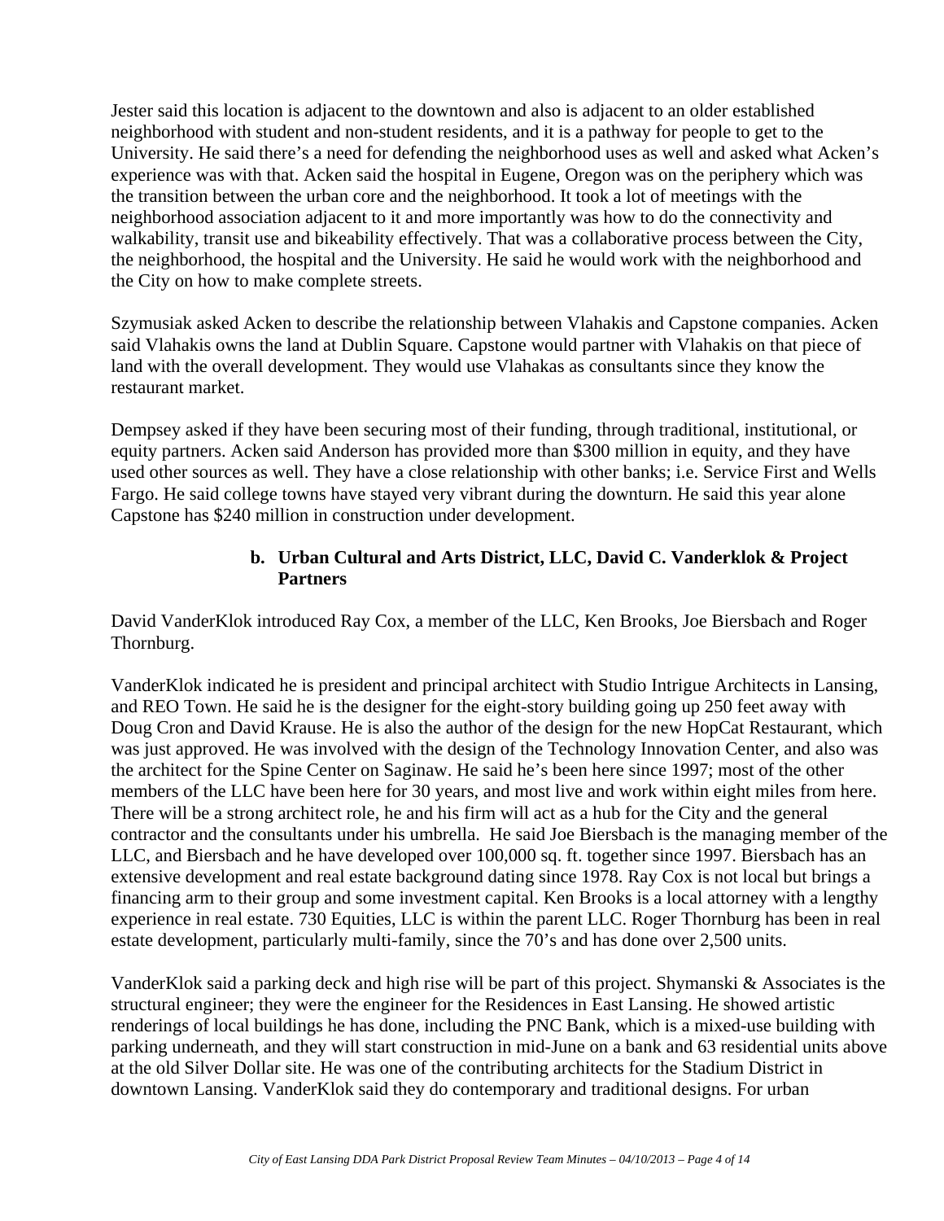Jester said this location is adjacent to the downtown and also is adjacent to an older established neighborhood with student and non-student residents, and it is a pathway for people to get to the University. He said there's a need for defending the neighborhood uses as well and asked what Acken's experience was with that. Acken said the hospital in Eugene, Oregon was on the periphery which was the transition between the urban core and the neighborhood. It took a lot of meetings with the neighborhood association adjacent to it and more importantly was how to do the connectivity and walkability, transit use and bikeability effectively. That was a collaborative process between the City, the neighborhood, the hospital and the University. He said he would work with the neighborhood and the City on how to make complete streets.

Szymusiak asked Acken to describe the relationship between Vlahakis and Capstone companies. Acken said Vlahakis owns the land at Dublin Square. Capstone would partner with Vlahakis on that piece of land with the overall development. They would use Vlahakas as consultants since they know the restaurant market.

Dempsey asked if they have been securing most of their funding, through traditional, institutional, or equity partners. Acken said Anderson has provided more than $300 million in equity, and they have used other sources as well. They have a close relationship with other banks; i.e. Service First and Wells Fargo. He said college towns have stayed very vibrant during the downturn. He said this year alone Capstone has $240 million in construction under development.

**b. Urban Cultural and Arts District, LLC, David C. Vanderklok & Project Partners**

David VanderKlok introduced Ray Cox, a member of the LLC, Ken Brooks, Joe Biersbach and Roger Thornburg.

VanderKlok indicated he is president and principal architect with Studio Intrigue Architects in Lansing, and REO Town. He said he is the designer for the eight-story building going up 250 feet away with Doug Cron and David Krause. He is also the author of the design for the new HopCat Restaurant, which was just approved. He was involved with the design of the Technology Innovation Center, and also was the architect for the Spine Center on Saginaw. He said he's been here since 1997; most of the other members of the LLC have been here for 30 years, and most live and work within eight miles from here. There will be a strong architect role, he and his firm will act as a hub for the City and the general contractor and the consultants under his umbrella. He said Joe Biersbach is the managing member of the LLC, and Biersbach and he have developed over 100,000 sq. ft. together since 1997. Biersbach has an extensive development and real estate background dating since 1978. Ray Cox is not local but brings a financing arm to their group and some investment capital. Ken Brooks is a local attorney with a lengthy experience in real estate. 730 Equities, LLC is within the parent LLC. Roger Thornburg has been in real estate development, particularly multi-family, since the 70's and has done over 2,500 units.

VanderKlok said a parking deck and high rise will be part of this project. Shymanski & Associates is the structural engineer; they were the engineer for the Residences in East Lansing. He showed artistic renderings of local buildings he has done, including the PNC Bank, which is a mixed-use building with parking underneath, and they will start construction in mid-June on a bank and 63 residential units above at the old Silver Dollar site. He was one of the contributing architects for the Stadium District in downtown Lansing. VanderKlok said they do contemporary and traditional designs. For urban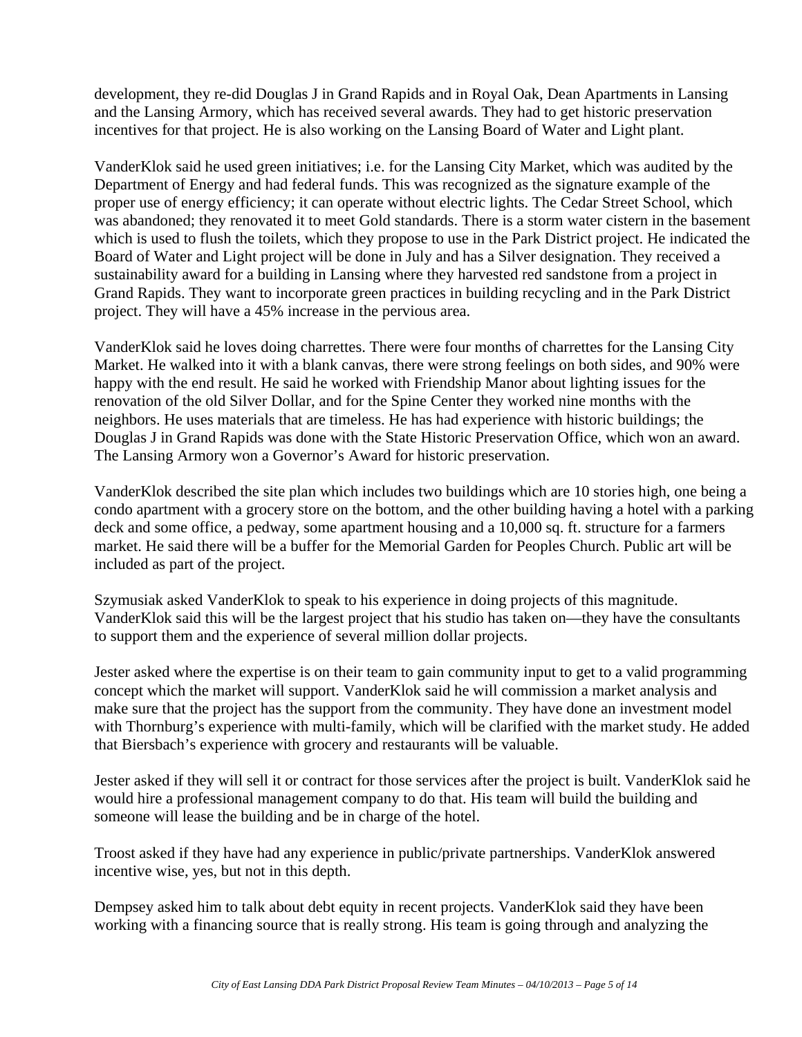development, they re-did Douglas J in Grand Rapids and in Royal Oak, Dean Apartments in Lansing and the Lansing Armory, which has received several awards. They had to get historic preservation incentives for that project. He is also working on the Lansing Board of Water and Light plant.

VanderKlok said he used green initiatives; i.e. for the Lansing City Market, which was audited by the Department of Energy and had federal funds. This was recognized as the signature example of the proper use of energy efficiency; it can operate without electric lights. The Cedar Street School, which was abandoned; they renovated it to meet Gold standards. There is a storm water cistern in the basement which is used to flush the toilets, which they propose to use in the Park District project. He indicated the Board of Water and Light project will be done in July and has a Silver designation. They received a sustainability award for a building in Lansing where they harvested red sandstone from a project in Grand Rapids. They want to incorporate green practices in building recycling and in the Park District project. They will have a 45% increase in the pervious area.

VanderKlok said he loves doing charrettes. There were four months of charrettes for the Lansing City Market. He walked into it with a blank canvas, there were strong feelings on both sides, and 90% were happy with the end result. He said he worked with Friendship Manor about lighting issues for the renovation of the old Silver Dollar, and for the Spine Center they worked nine months with the neighbors. He uses materials that are timeless. He has had experience with historic buildings; the Douglas J in Grand Rapids was done with the State Historic Preservation Office, which won an award. The Lansing Armory won a Governor's Award for historic preservation.

VanderKlok described the site plan which includes two buildings which are 10 stories high, one being a condo apartment with a grocery store on the bottom, and the other building having a hotel with a parking deck and some office, a pedway, some apartment housing and a 10,000 sq. ft. structure for a farmers market. He said there will be a buffer for the Memorial Garden for Peoples Church. Public art will be included as part of the project.

Szymusiak asked VanderKlok to speak to his experience in doing projects of this magnitude. VanderKlok said this will be the largest project that his studio has taken on—they have the consultants to support them and the experience of several million dollar projects.

Jester asked where the expertise is on their team to gain community input to get to a valid programming concept which the market will support. VanderKlok said he will commission a market analysis and make sure that the project has the support from the community. They have done an investment model with Thornburg's experience with multi-family, which will be clarified with the market study. He added that Biersbach's experience with grocery and restaurants will be valuable.

Jester asked if they will sell it or contract for those services after the project is built. VanderKlok said he would hire a professional management company to do that. His team will build the building and someone will lease the building and be in charge of the hotel.

Troost asked if they have had any experience in public/private partnerships. VanderKlok answered incentive wise, yes, but not in this depth.

Dempsey asked him to talk about debt equity in recent projects. VanderKlok said they have been working with a financing source that is really strong. His team is going through and analyzing the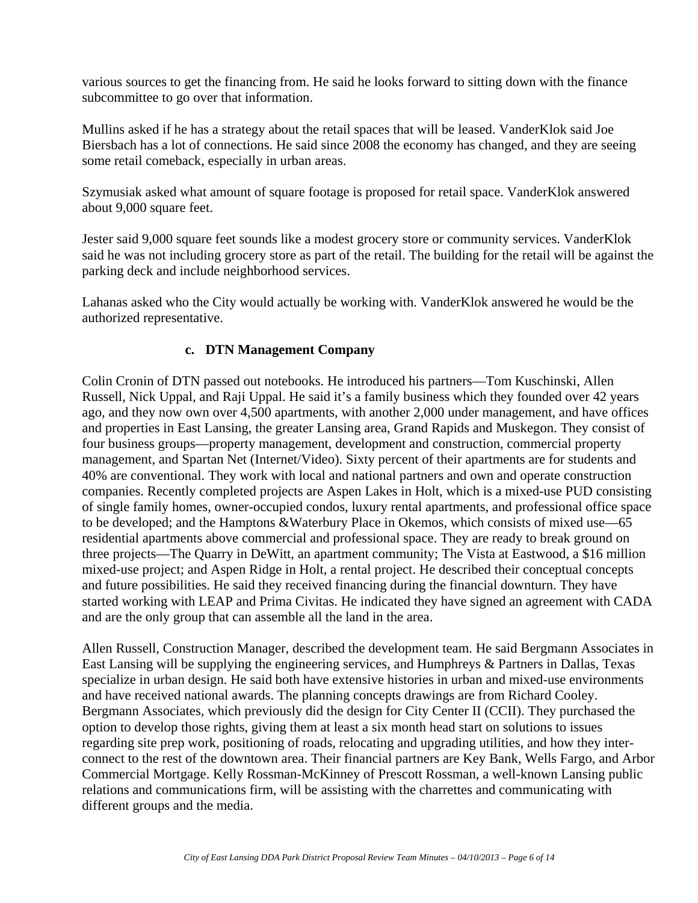various sources to get the financing from. He said he looks forward to sitting down with the finance subcommittee to go over that information.

Mullins asked if he has a strategy about the retail spaces that will be leased. VanderKlok said Joe Biersbach has a lot of connections. He said since 2008 the economy has changed, and they are seeing some retail comeback, especially in urban areas.

Szymusiak asked what amount of square footage is proposed for retail space. VanderKlok answered about 9,000 square feet.

Jester said 9,000 square feet sounds like a modest grocery store or community services. VanderKlok said he was not including grocery store as part of the retail. The building for the retail will be against the parking deck and include neighborhood services.

Lahanas asked who the City would actually be working with. VanderKlok answered he would be the authorized representative.

### c. DTN Management Company

Colin Cronin of DTN passed out notebooks. He introduced his partners—Tom Kuschinski, Allen Russell, Nick Uppal, and Raji Uppal. He said it's a family business which they founded over 42 years ago, and they now own over 4,500 apartments, with another 2,000 under management, and have offices and properties in East Lansing, the greater Lansing area, Grand Rapids and Muskegon. They consist of four business groups—property management, development and construction, commercial property management, and Spartan Net (Internet/Video). Sixty percent of their apartments are for students and 40% are conventional. They work with local and national partners and own and operate construction companies. Recently completed projects are Aspen Lakes in Holt, which is a mixed-use PUD consisting of single family homes, owner-occupied condos, luxury rental apartments, and professional office space to be developed; and the Hamptons &Waterbury Place in Okemos, which consists of mixed use—65 residential apartments above commercial and professional space. They are ready to break ground on three projects—The Quarry in DeWitt, an apartment community; The Vista at Eastwood, a $16 million mixed-use project; and Aspen Ridge in Holt, a rental project. He described their conceptual concepts and future possibilities. He said they received financing during the financial downturn. They have started working with LEAP and Prima Civitas. He indicated they have signed an agreement with CADA and are the only group that can assemble all the land in the area.

Allen Russell, Construction Manager, described the development team. He said Bergmann Associates in East Lansing will be supplying the engineering services, and Humphreys & Partners in Dallas, Texas specialize in urban design. He said both have extensive histories in urban and mixed-use environments and have received national awards. The planning concepts drawings are from Richard Cooley. Bergmann Associates, which previously did the design for City Center II (CCII). They purchased the option to develop those rights, giving them at least a six month head start on solutions to issues regarding site prep work, positioning of roads, relocating and upgrading utilities, and how they inter-connect to the rest of the downtown area. Their financial partners are Key Bank, Wells Fargo, and Arbor Commercial Mortgage. Kelly Rossman-McKinney of Prescott Rossman, a well-known Lansing public relations and communications firm, will be assisting with the charrettes and communicating with different groups and the media.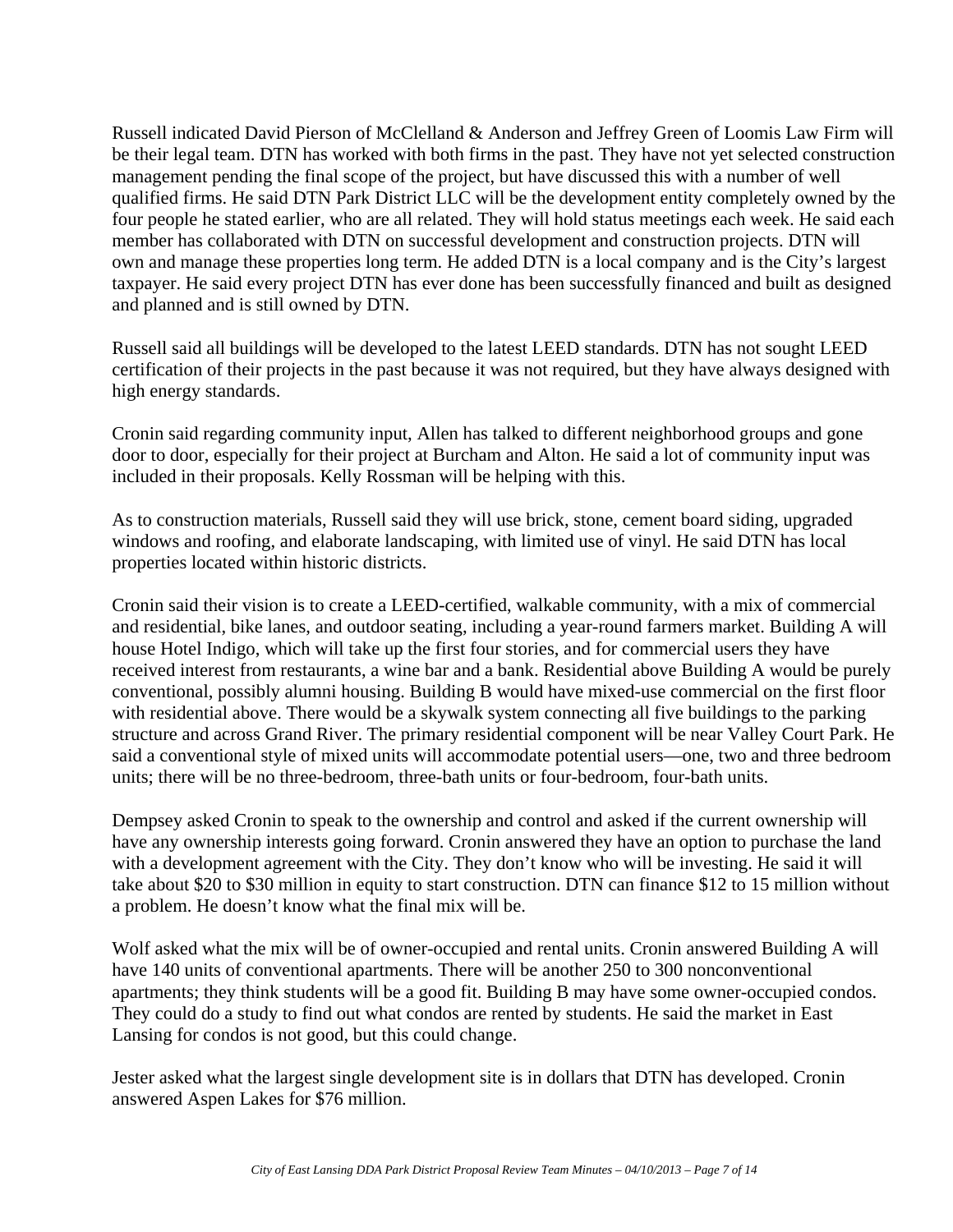Russell indicated David Pierson of McClelland & Anderson and Jeffrey Green of Loomis Law Firm will be their legal team. DTN has worked with both firms in the past. They have not yet selected construction management pending the final scope of the project, but have discussed this with a number of well qualified firms. He said DTN Park District LLC will be the development entity completely owned by the four people he stated earlier, who are all related. They will hold status meetings each week. He said each member has collaborated with DTN on successful development and construction projects. DTN will own and manage these properties long term. He added DTN is a local company and is the City's largest taxpayer. He said every project DTN has ever done has been successfully financed and built as designed and planned and is still owned by DTN.

Russell said all buildings will be developed to the latest LEED standards. DTN has not sought LEED certification of their projects in the past because it was not required, but they have always designed with high energy standards.

Cronin said regarding community input, Allen has talked to different neighborhood groups and gone door to door, especially for their project at Burcham and Alton. He said a lot of community input was included in their proposals. Kelly Rossman will be helping with this.

As to construction materials, Russell said they will use brick, stone, cement board siding, upgraded windows and roofing, and elaborate landscaping, with limited use of vinyl. He said DTN has local properties located within historic districts.

Cronin said their vision is to create a LEED-certified, walkable community, with a mix of commercial and residential, bike lanes, and outdoor seating, including a year-round farmers market. Building A will house Hotel Indigo, which will take up the first four stories, and for commercial users they have received interest from restaurants, a wine bar and a bank. Residential above Building A would be purely conventional, possibly alumni housing. Building B would have mixed-use commercial on the first floor with residential above. There would be a skywalk system connecting all five buildings to the parking structure and across Grand River. The primary residential component will be near Valley Court Park. He said a conventional style of mixed units will accommodate potential users—one, two and three bedroom units; there will be no three-bedroom, three-bath units or four-bedroom, four-bath units.

Dempsey asked Cronin to speak to the ownership and control and asked if the current ownership will have any ownership interests going forward. Cronin answered they have an option to purchase the land with a development agreement with the City. They don't know who will be investing. He said it will take about $20 to $30 million in equity to start construction. DTN can finance $12 to 15 million without a problem. He doesn't know what the final mix will be.

Wolf asked what the mix will be of owner-occupied and rental units. Cronin answered Building A will have 140 units of conventional apartments. There will be another 250 to 300 nonconventional apartments; they think students will be a good fit. Building B may have some owner-occupied condos. They could do a study to find out what condos are rented by students. He said the market in East Lansing for condos is not good, but this could change.

Jester asked what the largest single development site is in dollars that DTN has developed. Cronin answered Aspen Lakes for $76 million.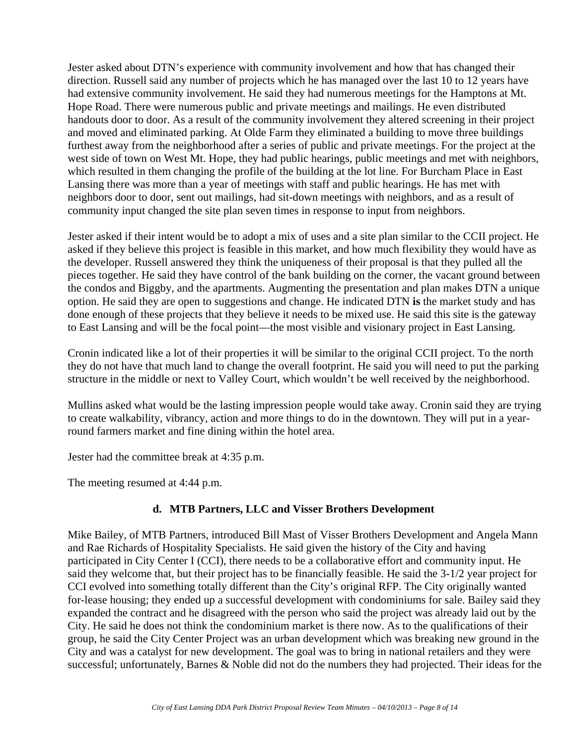Jester asked about DTN's experience with community involvement and how that has changed their direction. Russell said any number of projects which he has managed over the last 10 to 12 years have had extensive community involvement. He said they had numerous meetings for the Hamptons at Mt. Hope Road. There were numerous public and private meetings and mailings. He even distributed handouts door to door. As a result of the community involvement they altered screening in their project and moved and eliminated parking. At Olde Farm they eliminated a building to move three buildings furthest away from the neighborhood after a series of public and private meetings. For the project at the west side of town on West Mt. Hope, they had public hearings, public meetings and met with neighbors, which resulted in them changing the profile of the building at the lot line. For Burcham Place in East Lansing there was more than a year of meetings with staff and public hearings. He has met with neighbors door to door, sent out mailings, had sit-down meetings with neighbors, and as a result of community input changed the site plan seven times in response to input from neighbors.

Jester asked if their intent would be to adopt a mix of uses and a site plan similar to the CCII project. He asked if they believe this project is feasible in this market, and how much flexibility they would have as the developer. Russell answered they think the uniqueness of their proposal is that they pulled all the pieces together. He said they have control of the bank building on the corner, the vacant ground between the condos and Biggby, and the apartments. Augmenting the presentation and plan makes DTN a unique option. He said they are open to suggestions and change. He indicated DTN **is** the market study and has done enough of these projects that they believe it needs to be mixed use. He said this site is the gateway to East Lansing and will be the focal point—the most visible and visionary project in East Lansing.

Cronin indicated like a lot of their properties it will be similar to the original CCII project. To the north they do not have that much land to change the overall footprint. He said you will need to put the parking structure in the middle or next to Valley Court, which wouldn't be well received by the neighborhood.

Mullins asked what would be the lasting impression people would take away. Cronin said they are trying to create walkability, vibrancy, action and more things to do in the downtown. They will put in a year-round farmers market and fine dining within the hotel area.

Jester had the committee break at 4:35 p.m.

The meeting resumed at 4:44 p.m.

### d. MTB Partners, LLC and Visser Brothers Development

Mike Bailey, of MTB Partners, introduced Bill Mast of Visser Brothers Development and Angela Mann and Rae Richards of Hospitality Specialists. He said given the history of the City and having participated in City Center I (CCI), there needs to be a collaborative effort and community input. He said they welcome that, but their project has to be financially feasible. He said the 3-1/2 year project for CCI evolved into something totally different than the City's original RFP. The City originally wanted for-lease housing; they ended up a successful development with condominiums for sale. Bailey said they expanded the contract and he disagreed with the person who said the project was already laid out by the City. He said he does not think the condominium market is there now. As to the qualifications of their group, he said the City Center Project was an urban development which was breaking new ground in the City and was a catalyst for new development. The goal was to bring in national retailers and they were successful; unfortunately, Barnes & Noble did not do the numbers they had projected. Their ideas for the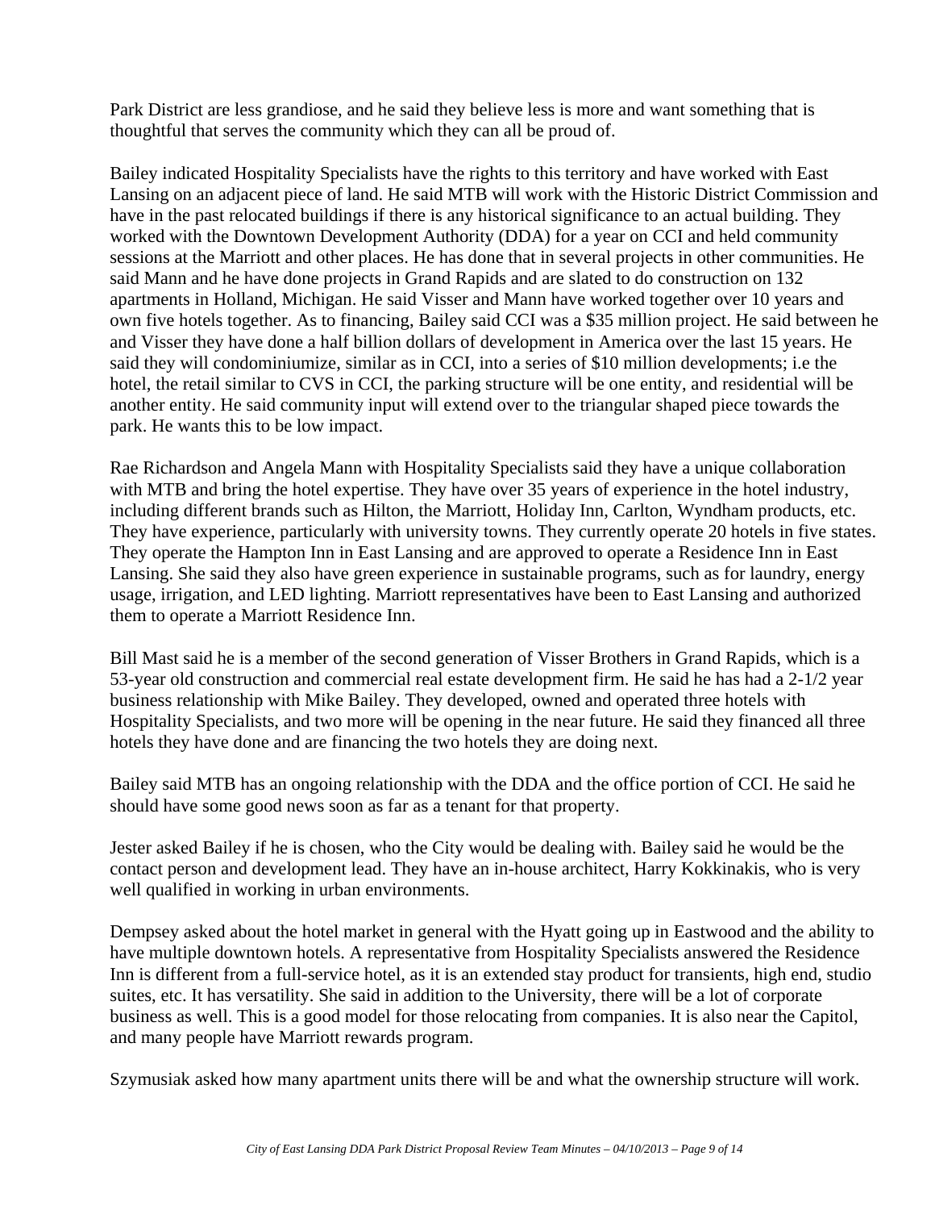Park District are less grandiose, and he said they believe less is more and want something that is thoughtful that serves the community which they can all be proud of.

Bailey indicated Hospitality Specialists have the rights to this territory and have worked with East Lansing on an adjacent piece of land. He said MTB will work with the Historic District Commission and have in the past relocated buildings if there is any historical significance to an actual building. They worked with the Downtown Development Authority (DDA) for a year on CCI and held community sessions at the Marriott and other places. He has done that in several projects in other communities. He said Mann and he have done projects in Grand Rapids and are slated to do construction on 132 apartments in Holland, Michigan. He said Visser and Mann have worked together over 10 years and own five hotels together. As to financing, Bailey said CCI was a $35 million project. He said between he and Visser they have done a half billion dollars of development in America over the last 15 years. He said they will condominiumize, similar as in CCI, into a series of $10 million developments; i.e the hotel, the retail similar to CVS in CCI, the parking structure will be one entity, and residential will be another entity. He said community input will extend over to the triangular shaped piece towards the park. He wants this to be low impact.

Rae Richardson and Angela Mann with Hospitality Specialists said they have a unique collaboration with MTB and bring the hotel expertise. They have over 35 years of experience in the hotel industry, including different brands such as Hilton, the Marriott, Holiday Inn, Carlton, Wyndham products, etc. They have experience, particularly with university towns. They currently operate 20 hotels in five states. They operate the Hampton Inn in East Lansing and are approved to operate a Residence Inn in East Lansing. She said they also have green experience in sustainable programs, such as for laundry, energy usage, irrigation, and LED lighting. Marriott representatives have been to East Lansing and authorized them to operate a Marriott Residence Inn.

Bill Mast said he is a member of the second generation of Visser Brothers in Grand Rapids, which is a 53-year old construction and commercial real estate development firm. He said he has had a 2-1/2 year business relationship with Mike Bailey. They developed, owned and operated three hotels with Hospitality Specialists, and two more will be opening in the near future. He said they financed all three hotels they have done and are financing the two hotels they are doing next.

Bailey said MTB has an ongoing relationship with the DDA and the office portion of CCI. He said he should have some good news soon as far as a tenant for that property.

Jester asked Bailey if he is chosen, who the City would be dealing with. Bailey said he would be the contact person and development lead. They have an in-house architect, Harry Kokkinakis, who is very well qualified in working in urban environments.

Dempsey asked about the hotel market in general with the Hyatt going up in Eastwood and the ability to have multiple downtown hotels. A representative from Hospitality Specialists answered the Residence Inn is different from a full-service hotel, as it is an extended stay product for transients, high end, studio suites, etc. It has versatility. She said in addition to the University, there will be a lot of corporate business as well. This is a good model for those relocating from companies. It is also near the Capitol, and many people have Marriott rewards program.

Szymusiak asked how many apartment units there will be and what the ownership structure will work.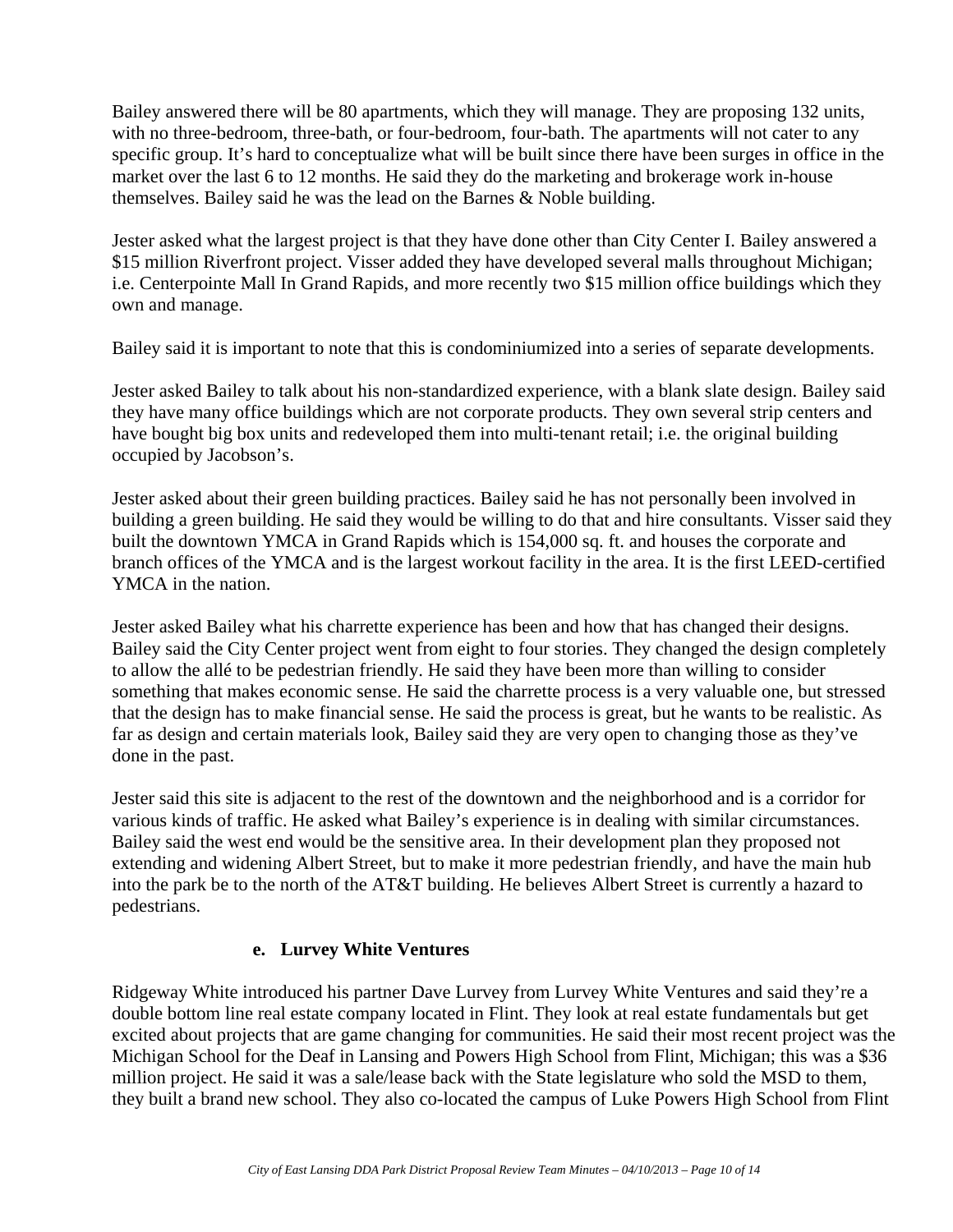Bailey answered there will be 80 apartments, which they will manage. They are proposing 132 units, with no three-bedroom, three-bath, or four-bedroom, four-bath. The apartments will not cater to any specific group. It's hard to conceptualize what will be built since there have been surges in office in the market over the last 6 to 12 months. He said they do the marketing and brokerage work in-house themselves. Bailey said he was the lead on the Barnes & Noble building.

Jester asked what the largest project is that they have done other than City Center I. Bailey answered a $15 million Riverfront project. Visser added they have developed several malls throughout Michigan; i.e. Centerpointe Mall In Grand Rapids, and more recently two $15 million office buildings which they own and manage.

Bailey said it is important to note that this is condominiumized into a series of separate developments.

Jester asked Bailey to talk about his non-standardized experience, with a blank slate design. Bailey said they have many office buildings which are not corporate products. They own several strip centers and have bought big box units and redeveloped them into multi-tenant retail; i.e. the original building occupied by Jacobson's.

Jester asked about their green building practices. Bailey said he has not personally been involved in building a green building. He said they would be willing to do that and hire consultants. Visser said they built the downtown YMCA in Grand Rapids which is 154,000 sq. ft. and houses the corporate and branch offices of the YMCA and is the largest workout facility in the area. It is the first LEED-certified YMCA in the nation.

Jester asked Bailey what his charrette experience has been and how that has changed their designs. Bailey said the City Center project went from eight to four stories. They changed the design completely to allow the allé to be pedestrian friendly. He said they have been more than willing to consider something that makes economic sense. He said the charrette process is a very valuable one, but stressed that the design has to make financial sense. He said the process is great, but he wants to be realistic. As far as design and certain materials look, Bailey said they are very open to changing those as they've done in the past.

Jester said this site is adjacent to the rest of the downtown and the neighborhood and is a corridor for various kinds of traffic. He asked what Bailey's experience is in dealing with similar circumstances. Bailey said the west end would be the sensitive area. In their development plan they proposed not extending and widening Albert Street, but to make it more pedestrian friendly, and have the main hub into the park be to the north of the AT&T building. He believes Albert Street is currently a hazard to pedestrians.

**e. Lurvey White Ventures**

Ridgeway White introduced his partner Dave Lurvey from Lurvey White Ventures and said they're a double bottom line real estate company located in Flint. They look at real estate fundamentals but get excited about projects that are game changing for communities. He said their most recent project was the Michigan School for the Deaf in Lansing and Powers High School from Flint, Michigan; this was a $36 million project. He said it was a sale/lease back with the State legislature who sold the MSD to them, they built a brand new school. They also co-located the campus of Luke Powers High School from Flint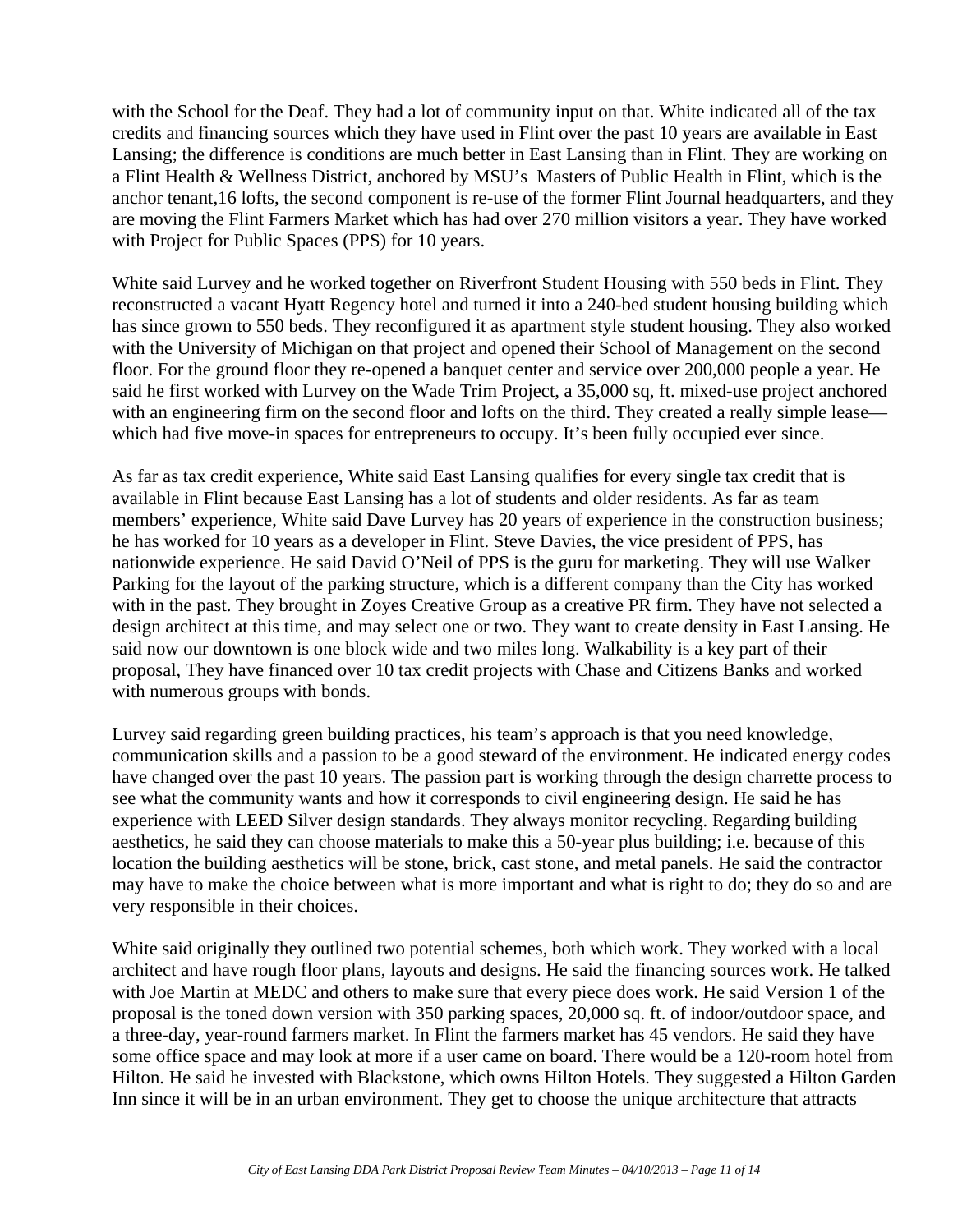with the School for the Deaf. They had a lot of community input on that. White indicated all of the tax credits and financing sources which they have used in Flint over the past 10 years are available in East Lansing; the difference is conditions are much better in East Lansing than in Flint. They are working on a Flint Health & Wellness District, anchored by MSU's Masters of Public Health in Flint, which is the anchor tenant,16 lofts, the second component is re-use of the former Flint Journal headquarters, and they are moving the Flint Farmers Market which has had over 270 million visitors a year. They have worked with Project for Public Spaces (PPS) for 10 years.

White said Lurvey and he worked together on Riverfront Student Housing with 550 beds in Flint. They reconstructed a vacant Hyatt Regency hotel and turned it into a 240-bed student housing building which has since grown to 550 beds. They reconfigured it as apartment style student housing. They also worked with the University of Michigan on that project and opened their School of Management on the second floor. For the ground floor they re-opened a banquet center and service over 200,000 people a year. He said he first worked with Lurvey on the Wade Trim Project, a 35,000 sq, ft. mixed-use project anchored with an engineering firm on the second floor and lofts on the third. They created a really simple lease—which had five move-in spaces for entrepreneurs to occupy. It's been fully occupied ever since.

As far as tax credit experience, White said East Lansing qualifies for every single tax credit that is available in Flint because East Lansing has a lot of students and older residents. As far as team members' experience, White said Dave Lurvey has 20 years of experience in the construction business; he has worked for 10 years as a developer in Flint. Steve Davies, the vice president of PPS, has nationwide experience. He said David O'Neil of PPS is the guru for marketing. They will use Walker Parking for the layout of the parking structure, which is a different company than the City has worked with in the past. They brought in Zoyes Creative Group as a creative PR firm. They have not selected a design architect at this time, and may select one or two. They want to create density in East Lansing. He said now our downtown is one block wide and two miles long. Walkability is a key part of their proposal, They have financed over 10 tax credit projects with Chase and Citizens Banks and worked with numerous groups with bonds.

Lurvey said regarding green building practices, his team's approach is that you need knowledge, communication skills and a passion to be a good steward of the environment. He indicated energy codes have changed over the past 10 years. The passion part is working through the design charrette process to see what the community wants and how it corresponds to civil engineering design. He said he has experience with LEED Silver design standards. They always monitor recycling. Regarding building aesthetics, he said they can choose materials to make this a 50-year plus building; i.e. because of this location the building aesthetics will be stone, brick, cast stone, and metal panels. He said the contractor may have to make the choice between what is more important and what is right to do; they do so and are very responsible in their choices.

White said originally they outlined two potential schemes, both which work. They worked with a local architect and have rough floor plans, layouts and designs. He said the financing sources work. He talked with Joe Martin at MEDC and others to make sure that every piece does work. He said Version 1 of the proposal is the toned down version with 350 parking spaces, 20,000 sq. ft. of indoor/outdoor space, and a three-day, year-round farmers market. In Flint the farmers market has 45 vendors. He said they have some office space and may look at more if a user came on board. There would be a 120-room hotel from Hilton. He said he invested with Blackstone, which owns Hilton Hotels. They suggested a Hilton Garden Inn since it will be in an urban environment. They get to choose the unique architecture that attracts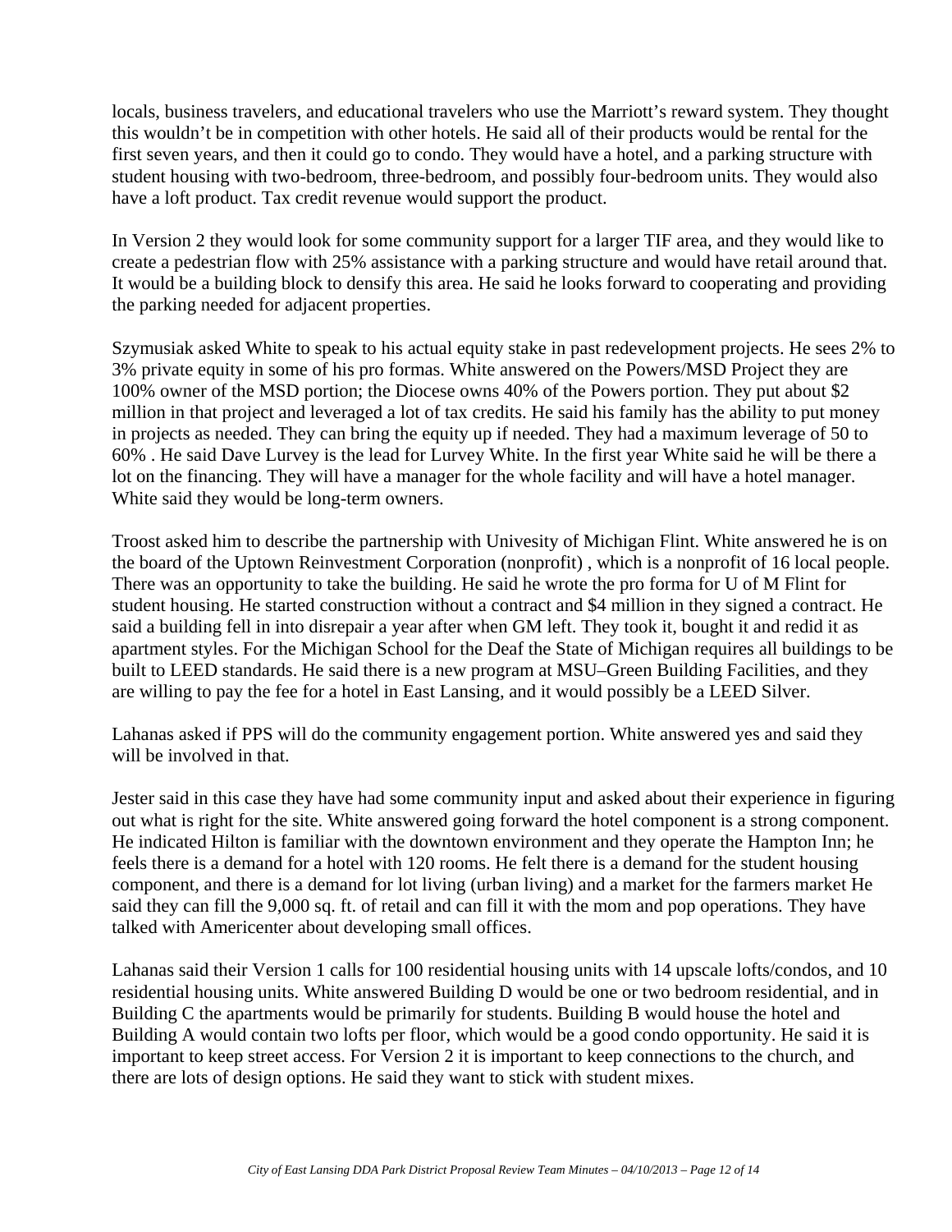locals, business travelers, and educational travelers who use the Marriott's reward system. They thought this wouldn't be in competition with other hotels. He said all of their products would be rental for the first seven years, and then it could go to condo. They would have a hotel, and a parking structure with student housing with two-bedroom, three-bedroom, and possibly four-bedroom units. They would also have a loft product. Tax credit revenue would support the product.

In Version 2 they would look for some community support for a larger TIF area, and they would like to create a pedestrian flow with 25% assistance with a parking structure and would have retail around that. It would be a building block to densify this area. He said he looks forward to cooperating and providing the parking needed for adjacent properties.

Szymusiak asked White to speak to his actual equity stake in past redevelopment projects. He sees 2% to 3% private equity in some of his pro formas. White answered on the Powers/MSD Project they are 100% owner of the MSD portion; the Diocese owns 40% of the Powers portion. They put about $2 million in that project and leveraged a lot of tax credits. He said his family has the ability to put money in projects as needed. They can bring the equity up if needed. They had a maximum leverage of 50 to 60% . He said Dave Lurvey is the lead for Lurvey White. In the first year White said he will be there a lot on the financing. They will have a manager for the whole facility and will have a hotel manager. White said they would be long-term owners.

Troost asked him to describe the partnership with Univesity of Michigan Flint. White answered he is on the board of the Uptown Reinvestment Corporation (nonprofit) , which is a nonprofit of 16 local people. There was an opportunity to take the building. He said he wrote the pro forma for U of M Flint for student housing. He started construction without a contract and $4 million in they signed a contract. He said a building fell in into disrepair a year after when GM left. They took it, bought it and redid it as apartment styles. For the Michigan School for the Deaf the State of Michigan requires all buildings to be built to LEED standards. He said there is a new program at MSU–Green Building Facilities, and they are willing to pay the fee for a hotel in East Lansing, and it would possibly be a LEED Silver.

Lahanas asked if PPS will do the community engagement portion. White answered yes and said they will be involved in that.

Jester said in this case they have had some community input and asked about their experience in figuring out what is right for the site. White answered going forward the hotel component is a strong component. He indicated Hilton is familiar with the downtown environment and they operate the Hampton Inn; he feels there is a demand for a hotel with 120 rooms. He felt there is a demand for the student housing component, and there is a demand for lot living (urban living) and a market for the farmers market He said they can fill the 9,000 sq. ft. of retail and can fill it with the mom and pop operations. They have talked with Americenter about developing small offices.

Lahanas said their Version 1 calls for 100 residential housing units with 14 upscale lofts/condos, and 10 residential housing units. White answered Building D would be one or two bedroom residential, and in Building C the apartments would be primarily for students. Building B would house the hotel and Building A would contain two lofts per floor, which would be a good condo opportunity. He said it is important to keep street access. For Version 2 it is important to keep connections to the church, and there are lots of design options. He said they want to stick with student mixes.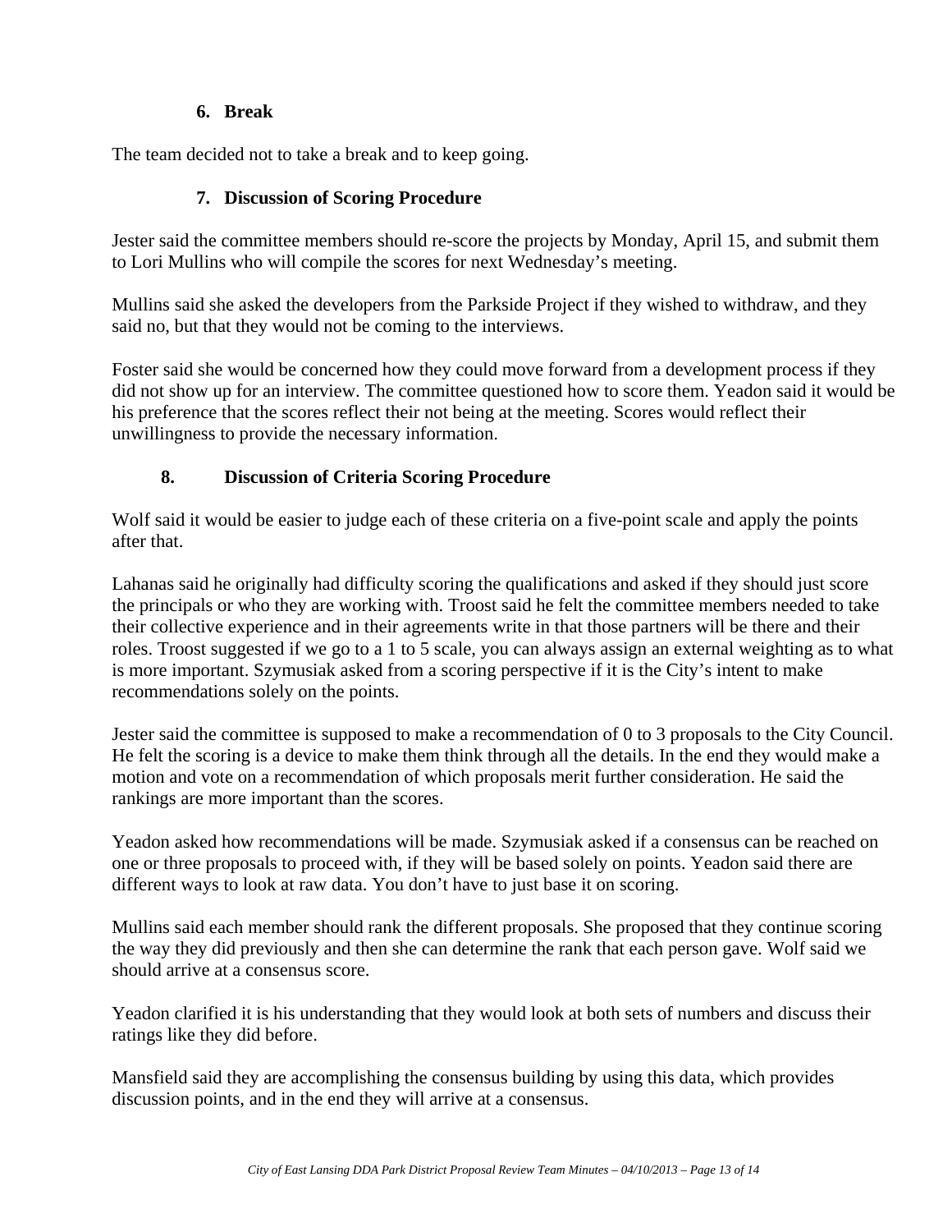### 6. Break

The team decided not to take a break and to keep going.

### 7. Discussion of Scoring Procedure

Jester said the committee members should re-score the projects by Monday, April 15, and submit them to Lori Mullins who will compile the scores for next Wednesday's meeting.

Mullins said she asked the developers from the Parkside Project if they wished to withdraw, and they said no, but that they would not be coming to the interviews.

Foster said she would be concerned how they could move forward from a development process if they did not show up for an interview. The committee questioned how to score them. Yeadon said it would be his preference that the scores reflect their not being at the meeting. Scores would reflect their unwillingness to provide the necessary information.

### 8. Discussion of Criteria Scoring Procedure

Wolf said it would be easier to judge each of these criteria on a five-point scale and apply the points after that.

Lahanas said he originally had difficulty scoring the qualifications and asked if they should just score the principals or who they are working with. Troost said he felt the committee members needed to take their collective experience and in their agreements write in that those partners will be there and their roles. Troost suggested if we go to a 1 to 5 scale, you can always assign an external weighting as to what is more important. Szymusiak asked from a scoring perspective if it is the City's intent to make recommendations solely on the points.

Jester said the committee is supposed to make a recommendation of 0 to 3 proposals to the City Council. He felt the scoring is a device to make them think through all the details. In the end they would make a motion and vote on a recommendation of which proposals merit further consideration. He said the rankings are more important than the scores.

Yeadon asked how recommendations will be made. Szymusiak asked if a consensus can be reached on one or three proposals to proceed with, if they will be based solely on points. Yeadon said there are different ways to look at raw data. You don't have to just base it on scoring.

Mullins said each member should rank the different proposals. She proposed that they continue scoring the way they did previously and then she can determine the rank that each person gave. Wolf said we should arrive at a consensus score.

Yeadon clarified it is his understanding that they would look at both sets of numbers and discuss their ratings like they did before.

Mansfield said they are accomplishing the consensus building by using this data, which provides discussion points, and in the end they will arrive at a consensus.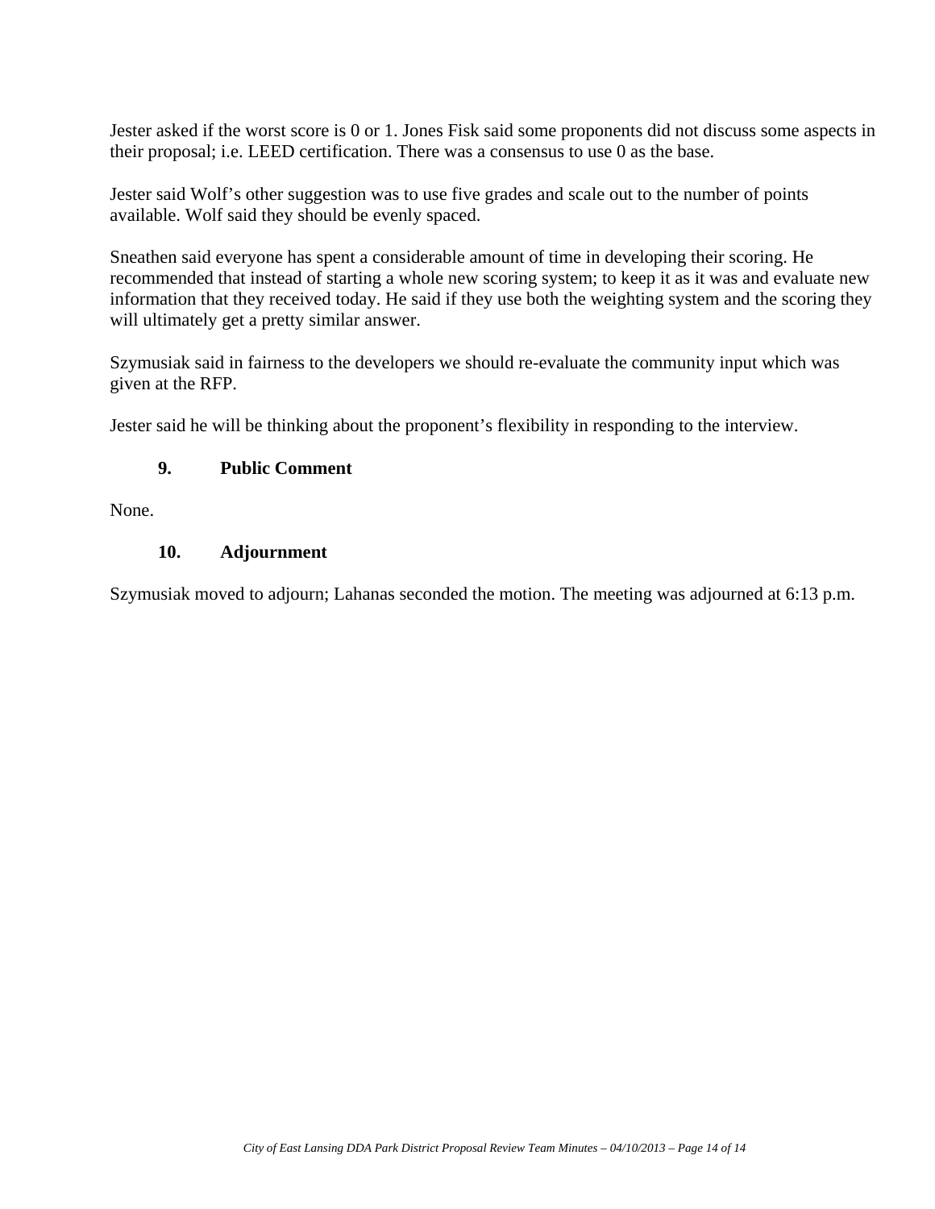Jester asked if the worst score is 0 or 1. Jones Fisk said some proponents did not discuss some aspects in their proposal; i.e. LEED certification. There was a consensus to use 0 as the base.

Jester said Wolf's other suggestion was to use five grades and scale out to the number of points available. Wolf said they should be evenly spaced.

Sneathen said everyone has spent a considerable amount of time in developing their scoring. He recommended that instead of starting a whole new scoring system; to keep it as it was and evaluate new information that they received today. He said if they use both the weighting system and the scoring they will ultimately get a pretty similar answer.

Szymusiak said in fairness to the developers we should re-evaluate the community input which was given at the RFP.

Jester said he will be thinking about the proponent's flexibility in responding to the interview.

### 9. Public Comment

None.

### 10. Adjournment

Szymusiak moved to adjourn; Lahanas seconded the motion. The meeting was adjourned at 6:13 p.m.